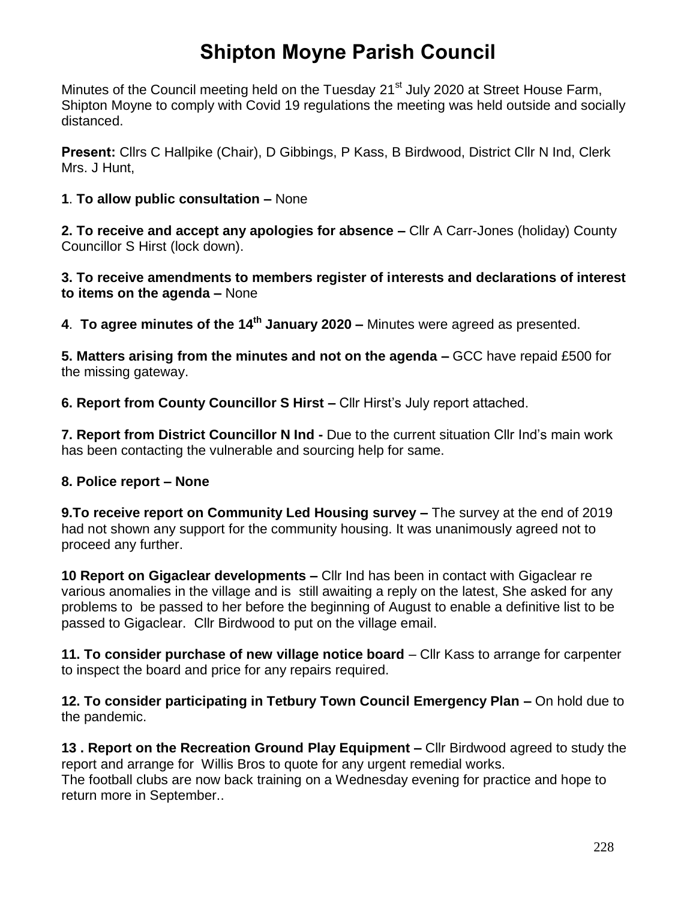# Shipton Moyne Parish Council

Minutes of the Council meeting held on the Tuesday 21st July 2020 at Street House Farm, Shipton Moyne to comply with Covid 19 regulations the meeting was held outside and socially distanced.

**Present:** Cllrs C Hallpike (Chair), D Gibbings, P Kass, B Birdwood, District Cllr N Ind, Clerk Mrs. J Hunt,

**1**. **To allow public consultation –** None

**2. To receive and accept any apologies for absence –** Cllr A Carr-Jones (holiday) County Councillor S Hirst (lock down).

**3. To receive amendments to members register of interests and declarations of interest to items on the agenda –** None

**4**. **To agree minutes of the 14th January 2020 –** Minutes were agreed as presented.

**5. Matters arising from the minutes and not on the agenda –** GCC have repaid £500 for the missing gateway.

**6. Report from County Councillor S Hirst –** Cllr Hirst's July report attached.

**7. Report from District Councillor N Ind -** Due to the current situation Cllr Ind's main work has been contacting the vulnerable and sourcing help for same.

**8. Police report – None**

**9.To receive report on Community Led Housing survey –** The survey at the end of 2019 had not shown any support for the community housing. It was unanimously agreed not to proceed any further.

**10 Report on Gigaclear developments –** Cllr Ind has been in contact with Gigaclear re various anomalies in the village and is still awaiting a reply on the latest, She asked for any problems to be passed to her before the beginning of August to enable a definitive list to be passed to Gigaclear. Cllr Birdwood to put on the village email.

**11. To consider purchase of new village notice board** – Cllr Kass to arrange for carpenter to inspect the board and price for any repairs required.

**12. To consider participating in Tetbury Town Council Emergency Plan –** On hold due to the pandemic.

**13 . Report on the Recreation Ground Play Equipment –** Cllr Birdwood agreed to study the report and arrange for Willis Bros to quote for any urgent remedial works.
The football clubs are now back training on a Wednesday evening for practice and hope to return more in September..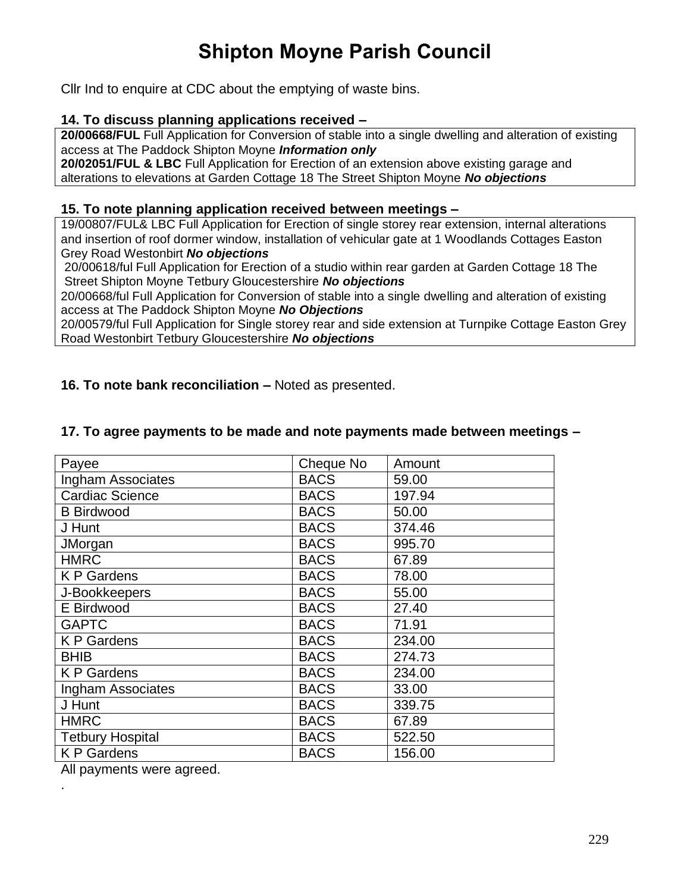# Shipton Moyne Parish Council

Cllr Ind to enquire at CDC about the emptying of waste bins.

**14. To discuss planning applications received –**

**20/00668/FUL** Full Application for Conversion of stable into a single dwelling and alteration of existing access at The Paddock Shipton Moyne ***Information only***
**20/02051/FUL & LBC** Full Application for Erection of an extension above existing garage and alterations to elevations at Garden Cottage 18 The Street Shipton Moyne ***No objections***

**15. To note planning application received between meetings –**

19/00807/FUL& LBC Full Application for Erection of single storey rear extension, internal alterations and insertion of roof dormer window, installation of vehicular gate at 1 Woodlands Cottages Easton Grey Road Westonbirt ***No objections***
20/00618/ful Full Application for Erection of a studio within rear garden at Garden Cottage 18 The Street Shipton Moyne Tetbury Gloucestershire ***No objections***
20/00668/ful Full Application for Conversion of stable into a single dwelling and alteration of existing access at The Paddock Shipton Moyne ***No Objections***
20/00579/ful Full Application for Single storey rear and side extension at Turnpike Cottage Easton Grey Road Westonbirt Tetbury Gloucestershire ***No objections***

**16. To note bank reconciliation –** Noted as presented.

**17. To agree payments to be made and note payments made between meetings –**

| Payee | Cheque No | Amount |
|---|---|---|
| Ingham Associates | BACS | 59.00 |
| Cardiac Science | BACS | 197.94 |
| B Birdwood | BACS | 50.00 |
| J Hunt | BACS | 374.46 |
| JMorgan | BACS | 995.70 |
| HMRC | BACS | 67.89 |
| K P Gardens | BACS | 78.00 |
| J-Bookkeepers | BACS | 55.00 |
| E Birdwood | BACS | 27.40 |
| GAPTC | BACS | 71.91 |
| K P Gardens | BACS | 234.00 |
| BHIB | BACS | 274.73 |
| K P Gardens | BACS | 234.00 |
| Ingham Associates | BACS | 33.00 |
| J Hunt | BACS | 339.75 |
| HMRC | BACS | 67.89 |
| Tetbury Hospital | BACS | 522.50 |
| K P Gardens | BACS | 156.00 |

All payments were agreed.

.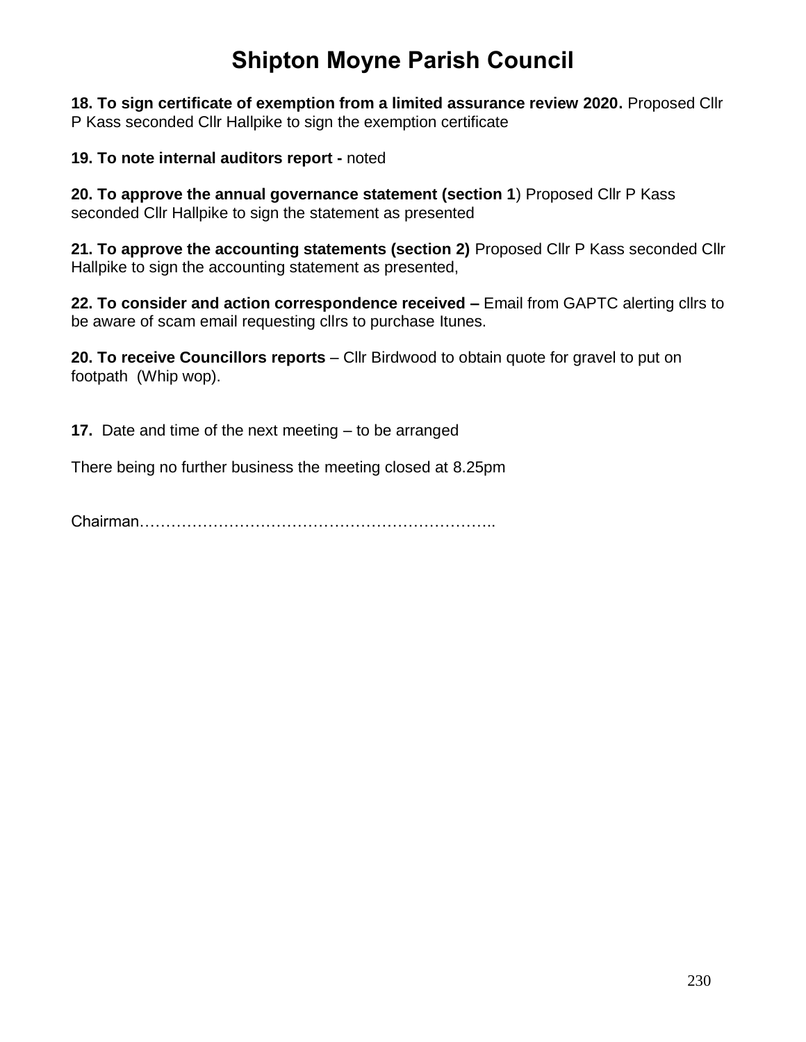# Shipton Moyne Parish Council

**18. To sign certificate of exemption from a limited assurance review 2020.** Proposed Cllr P Kass seconded Cllr Hallpike to sign the exemption certificate

**19. To note internal auditors report -** noted

**20. To approve the annual governance statement (section 1**) Proposed Cllr P Kass seconded Cllr Hallpike to sign the statement as presented

**21. To approve the accounting statements (section 2)** Proposed Cllr P Kass seconded Cllr Hallpike to sign the accounting statement as presented,

**22. To consider and action correspondence received –** Email from GAPTC alerting cllrs to be aware of scam email requesting cllrs to purchase Itunes.

**20. To receive Councillors reports** – Cllr Birdwood to obtain quote for gravel to put on footpath (Whip wop).

**17.** Date and time of the next meeting – to be arranged

There being no further business the meeting closed at 8.25pm

Chairman…………………………………………………………..